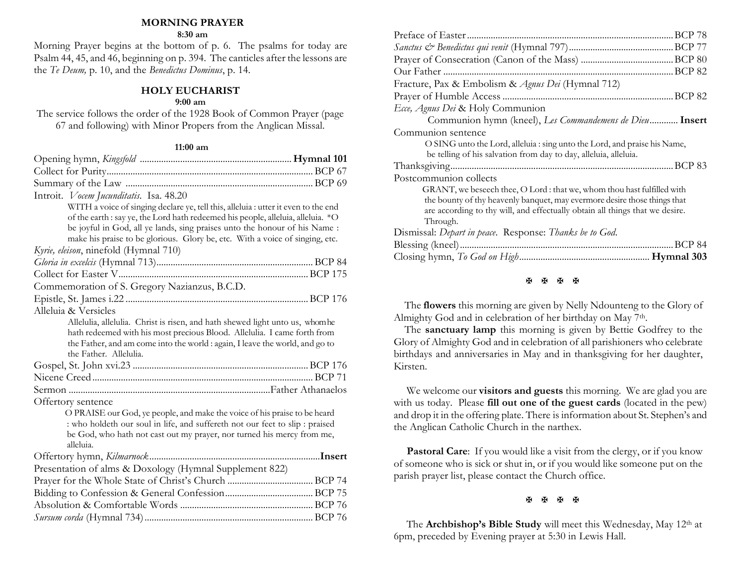## MORNING PRAYER

**8:30 am**

Morning Prayer begins at the bottom of p. 6. The psalms for today are Psalm 44, 45, and 46, beginning on p. 394. The canticles after the lessons are the *Te Deum,* p. 10, and the *Benedictus Dominus*, p. 14.

## HOLY EUCHARIST

**9:00 am**

The service follows the order of the 1928 Book of Common Prayer (page 67 and following) with Minor Propers from the Anglican Missal.

**11:00 am**

Opening hymn, *Kingsfold* ............................................................... **Hymnal 101**
Collect for Purity...................................................................................... BCP 67
Summary of the Law .............................................................................. BCP 69
Introit. *Vocem Jucunditatis*. Isa. 48.20

> WITH a voice of singing declare ye, tell this, alleluia : utter it even to the end of the earth : say ye, the Lord hath redeemed his people, alleluia, alleluia. *O be joyful in God, all ye lands, sing praises unto the honour of his Name : make his praise to be glorious. Glory be, etc. With a voice of singing, etc.

*Kyrie, eleison*, ninefold (Hymnal 710)
*Gloria in excelsis* (Hymnal 713)................................................................. BCP 84
Collect for Easter V............................................................................... BCP 175
Commemoration of S. Gregory Nazianzus, B.C.D.
Epistle, St. James i.22 ............................................................................ BCP 176
Alleluia & Versicles

> Allelulia, allelulia. Christ is risen, and hath shewed light unto us, whomhe hath redeemed with his most precious Blood. Allelulia. I came forth from the Father, and am come into the world : again, I leave the world, and go to the Father. Allelulia.

Gospel, St. John xvi.23 ......................................................................... BCP 176
Nicene Creed............................................................................................ BCP 71
Sermon ....................................................................................Father Athanaelos
Offertory sentence

> O PRAISE our God, ye people, and make the voice of his praise to be heard : who holdeth our soul in life, and suffereth not our feet to slip : praised be God, who hath not cast out my prayer, nor turned his mercy from me, alleluia.

Offertory hymn, *Kilmarnock*........................................................................**Insert**
Presentation of alms & Doxology (Hymnal Supplement 822)
Prayer for the Whole State of Christ's Church .................................... BCP 74
Bidding to Confession & General Confession..................................... BCP 75
Absolution & Comfortable Words ........................................................ BCP 76
*Sursum corda* (Hymnal 734) ....................................................................... BCP 76
Preface of Easter..................................................................................... BCP 78
*Sanctus & Benedictus qui venit* (Hymnal 797)........................................... BCP 77
Prayer of Consecration (Canon of the Mass) ....................................... BCP 80
Our Father ................................................................................................ BCP 82
Fracture, Pax & Embolism & *Agnus Dei* (Hymnal 712)
Prayer of Humble Access ....................................................................... BCP 82
*Ecce, Agnus Dei* & Holy Communion

Communion hymn (kneel), *Les Commandemens de Dieu*............ **Insert**

Communion sentence

> O SING unto the Lord, alleluia : sing unto the Lord, and praise his Name, be telling of his salvation from day to day, alleluia, alleluia.

Thanksgiving............................................................................................. BCP 83
Postcommunion collects

> GRANT, we beseech thee, O Lord : that we, whom thou hast fulfilled with the bounty of thy heavenly banquet, may evermore desire those things that are according to thy will, and effectually obtain all things that we desire. Through.

Dismissal: *Depart in peace*. Response: *Thanks be to God*.
Blessing (kneel)......................................................................................... BCP 84
Closing hymn, *To God on High*...................................................... **Hymnal 303**

✠ ✠ ✠ ✠

The **flowers** this morning are given by Nelly Ndounteng to the Glory of Almighty God and in celebration of her birthday on May 7th.

The **sanctuary lamp** this morning is given by Bettie Godfrey to the Glory of Almighty God and in celebration of all parishioners who celebrate birthdays and anniversaries in May and in thanksgiving for her daughter, Kirsten.

We welcome our **visitors and guests** this morning. We are glad you are with us today. Please **fill out one of the guest cards** (located in the pew) and drop it in the offering plate. There is information about St. Stephen's and the Anglican Catholic Church in the narthex.

**Pastoral Care**: If you would like a visit from the clergy, or if you know of someone who is sick or shut in, or if you would like someone put on the parish prayer list, please contact the Church office.

✠ ✠ ✠ ✠

The **Archbishop's Bible Study** will meet this Wednesday, May 12th at 6pm, preceded by Evening prayer at 5:30 in Lewis Hall.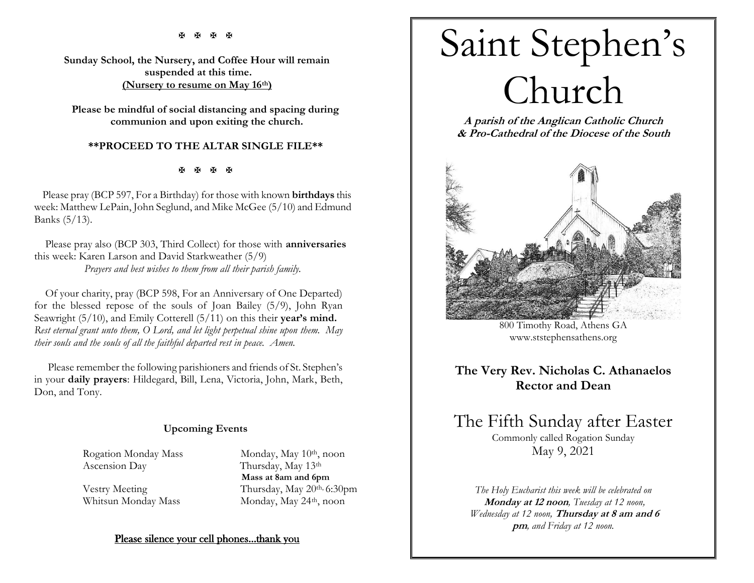✠ ✠ ✠ ✠

**Sunday School, the Nursery, and Coffee Hour will remain suspended at this time.**
**(Nursery to resume on May 16th)**

**Please be mindful of social distancing and spacing during communion and upon exiting the church.**

**\*\*PROCEED TO THE ALTAR SINGLE FILE\*\***

✠ ✠ ✠ ✠

Please pray (BCP 597, For a Birthday) for those with known **birthdays** this week: Matthew LePain, John Seglund, and Mike McGee (5/10) and Edmund Banks (5/13).

Please pray also (BCP 303, Third Collect) for those with **anniversaries** this week: Karen Larson and David Starkweather (5/9)
*Prayers and best wishes to them from all their parish family.*

Of your charity, pray (BCP 598, For an Anniversary of One Departed) for the blessed repose of the souls of Joan Bailey (5/9), John Ryan Seawright (5/10), and Emily Cotterell (5/11) on this their **year's mind.** *Rest eternal grant unto them, O Lord, and let light perpetual shine upon them. May their souls and the souls of all the faithful departed rest in peace. Amen.*

Please remember the following parishioners and friends of St. Stephen's in your **daily prayers**: Hildegard, Bill, Lena, Victoria, John, Mark, Beth, Don, and Tony.

**Upcoming Events**

| | |
|---|---|
| Rogation Monday Mass | Monday, May 10th, noon |
| Ascension Day | Thursday, May 13th **Mass at 8am and 6pm** |
| Vestry Meeting | Thursday, May 20th, 6:30pm |
| Whitsun Monday Mass | Monday, May 24th, noon |

Please silence your cell phones...thank you

# Saint Stephen's Church

***A parish of the Anglican Catholic Church & Pro-Cathedral of the Diocese of the South***

800 Timothy Road, Athens GA
www.ststephensathens.org

**The Very Rev. Nicholas C. Athanaelos**
**Rector and Dean**

## The Fifth Sunday after Easter

Commonly called Rogation Sunday
May 9, 2021

*The Holy Eucharist this week will be celebrated on* ***Monday at 12 noon****, Tuesday at 12 noon, Wednesday at 12 noon,* ***Thursday at 8 am and 6 pm****, and Friday at 12 noon.*